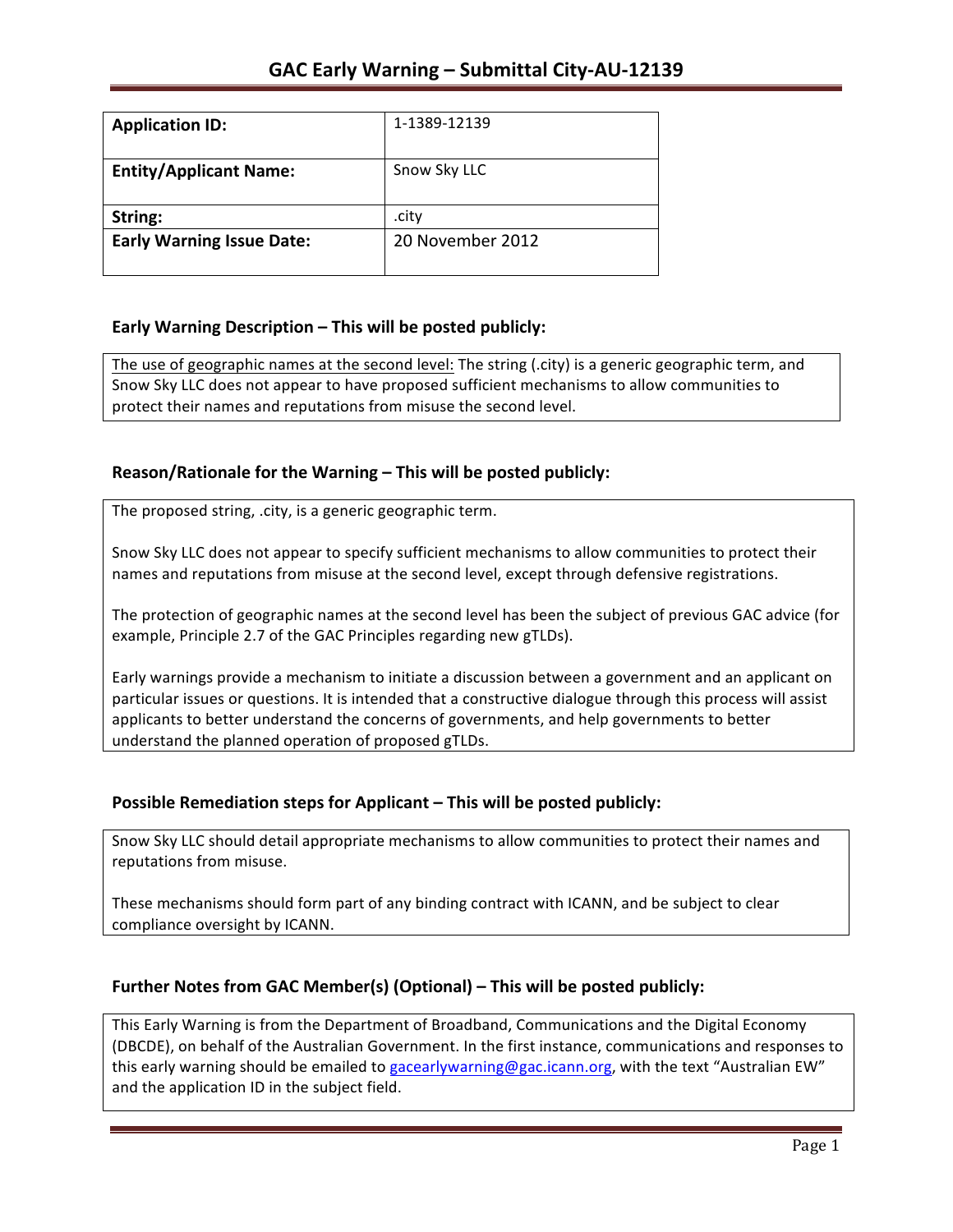# GAC Early Warning – Submittal City-AU-12139

| **Application ID:** | 1-1389-12139 |
|---|---|
| **Entity/Applicant Name:** | Snow Sky LLC |
| **String:** | .city |
| **Early Warning Issue Date:** | 20 November 2012 |

## Early Warning Description – This will be posted publicly:

The use of geographic names at the second level: The string (.city) is a generic geographic term, and Snow Sky LLC does not appear to have proposed sufficient mechanisms to allow communities to protect their names and reputations from misuse the second level.

## Reason/Rationale for the Warning – This will be posted publicly:

The proposed string, .city, is a generic geographic term.

Snow Sky LLC does not appear to specify sufficient mechanisms to allow communities to protect their names and reputations from misuse at the second level, except through defensive registrations.

The protection of geographic names at the second level has been the subject of previous GAC advice (for example, Principle 2.7 of the GAC Principles regarding new gTLDs).

Early warnings provide a mechanism to initiate a discussion between a government and an applicant on particular issues or questions. It is intended that a constructive dialogue through this process will assist applicants to better understand the concerns of governments, and help governments to better understand the planned operation of proposed gTLDs.

## Possible Remediation steps for Applicant – This will be posted publicly:

Snow Sky LLC should detail appropriate mechanisms to allow communities to protect their names and reputations from misuse.

These mechanisms should form part of any binding contract with ICANN, and be subject to clear compliance oversight by ICANN.

## Further Notes from GAC Member(s) (Optional) – This will be posted publicly:

This Early Warning is from the Department of Broadband, Communications and the Digital Economy (DBCDE), on behalf of the Australian Government. In the first instance, communications and responses to this early warning should be emailed to gacearlywarning@gac.icann.org, with the text "Australian EW" and the application ID in the subject field.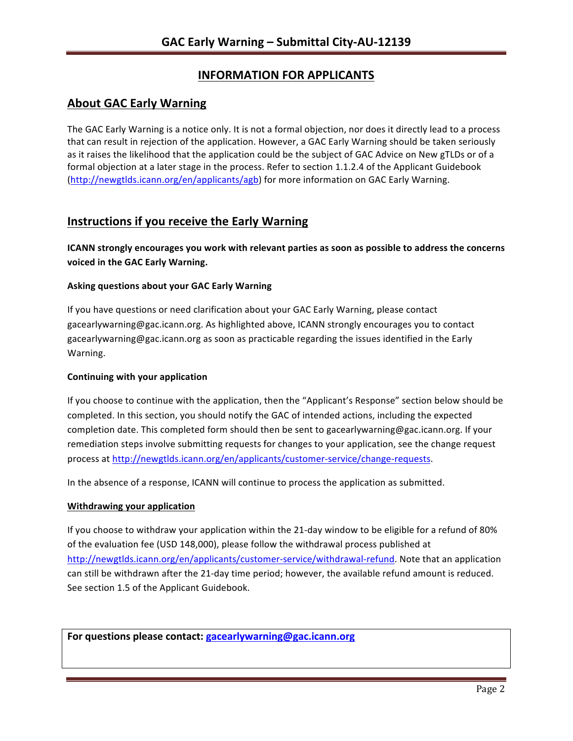## INFORMATION FOR APPLICANTS

## About GAC Early Warning

The GAC Early Warning is a notice only. It is not a formal objection, nor does it directly lead to a process that can result in rejection of the application. However, a GAC Early Warning should be taken seriously as it raises the likelihood that the application could be the subject of GAC Advice on New gTLDs or of a formal objection at a later stage in the process. Refer to section 1.1.2.4 of the Applicant Guidebook (http://newgtlds.icann.org/en/applicants/agb) for more information on GAC Early Warning.

## Instructions if you receive the Early Warning

**ICANN strongly encourages you work with relevant parties as soon as possible to address the concerns voiced in the GAC Early Warning.**

#### Asking questions about your GAC Early Warning

If you have questions or need clarification about your GAC Early Warning, please contact gacearlywarning@gac.icann.org. As highlighted above, ICANN strongly encourages you to contact gacearlywarning@gac.icann.org as soon as practicable regarding the issues identified in the Early Warning.

#### Continuing with your application

If you choose to continue with the application, then the "Applicant's Response" section below should be completed. In this section, you should notify the GAC of intended actions, including the expected completion date. This completed form should then be sent to gacearlywarning@gac.icann.org. If your remediation steps involve submitting requests for changes to your application, see the change request process at http://newgtlds.icann.org/en/applicants/customer-service/change-requests.

In the absence of a response, ICANN will continue to process the application as submitted.

#### Withdrawing your application

If you choose to withdraw your application within the 21-day window to be eligible for a refund of 80% of the evaluation fee (USD 148,000), please follow the withdrawal process published at http://newgtlds.icann.org/en/applicants/customer-service/withdrawal-refund. Note that an application can still be withdrawn after the 21-day time period; however, the available refund amount is reduced. See section 1.5 of the Applicant Guidebook.

**For questions please contact: gacearlywarning@gac.icann.org**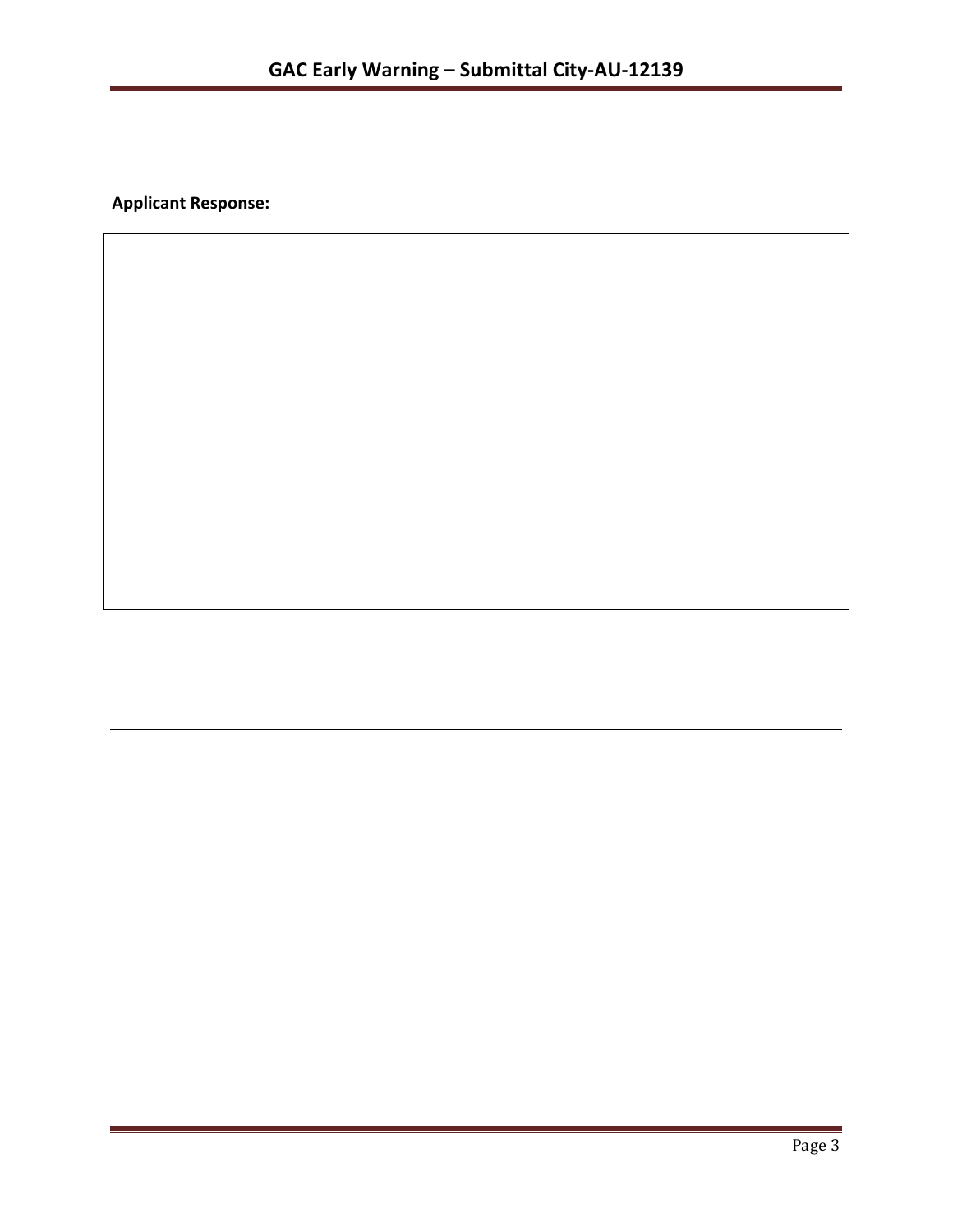**Applicant Response:**